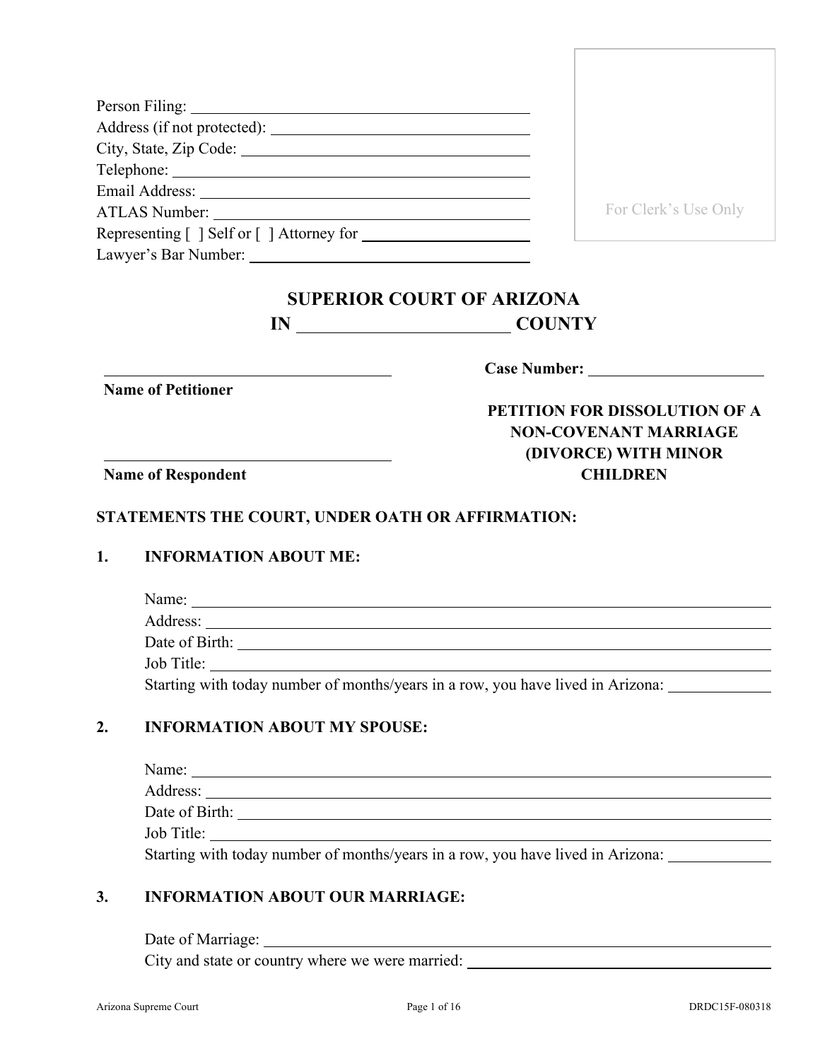Person Filing: ______________________________
Address (if not protected): ______________________________
City, State, Zip Code: ______________________________
Telephone: ______________________________
Email Address: ______________________________
ATLAS Number: ______________________________
Representing [ ] Self or [ ] Attorney for ______________________________
Lawyer's Bar Number: ______________________________

For Clerk's Use Only

# SUPERIOR COURT OF ARIZONA
# IN ____________________ COUNTY

______________________________
**Name of Petitioner**

**Case Number:** ____________________

**PETITION FOR DISSOLUTION OF A NON-COVENANT MARRIAGE (DIVORCE) WITH MINOR CHILDREN**

______________________________
**Name of Respondent**

**STATEMENTS THE COURT, UNDER OATH OR AFFIRMATION:**

## 1. INFORMATION ABOUT ME:

Name: ______________________________
Address: ______________________________
Date of Birth: ______________________________
Job Title: ______________________________
Starting with today number of months/years in a row, you have lived in Arizona: __________

## 2. INFORMATION ABOUT MY SPOUSE:

Name: ______________________________
Address: ______________________________
Date of Birth: ______________________________
Job Title: ______________________________
Starting with today number of months/years in a row, you have lived in Arizona: __________

## 3. INFORMATION ABOUT OUR MARRIAGE:

Date of Marriage: ______________________________
City and state or country where we were married: ______________________________

Arizona Supreme Court DRDC15F-080318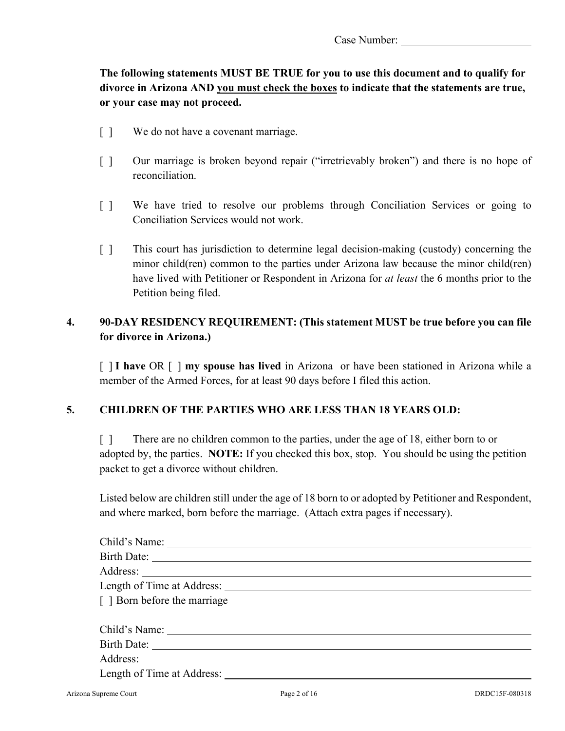Case Number: ______________________

**The following statements MUST BE TRUE for you to use this document and to qualify for divorce in Arizona AND <u>you must check the boxes</u> to indicate that the statements are true, or your case may not proceed.**

[ ] We do not have a covenant marriage.

[ ] Our marriage is broken beyond repair ("irretrievably broken") and there is no hope of reconciliation.

[ ] We have tried to resolve our problems through Conciliation Services or going to Conciliation Services would not work.

[ ] This court has jurisdiction to determine legal decision-making (custody) concerning the minor child(ren) common to the parties under Arizona law because the minor child(ren) have lived with Petitioner or Respondent in Arizona for *at least* the 6 months prior to the Petition being filed.

**4. 90-DAY RESIDENCY REQUIREMENT: (This statement MUST be true before you can file for divorce in Arizona.)**

[ ] **I have** OR [ ] **my spouse has lived** in Arizona or have been stationed in Arizona while a member of the Armed Forces, for at least 90 days before I filed this action.

**5. CHILDREN OF THE PARTIES WHO ARE LESS THAN 18 YEARS OLD:**

[ ] There are no children common to the parties, under the age of 18, either born to or adopted by, the parties. **NOTE:** If you checked this box, stop. You should be using the petition packet to get a divorce without children.

Listed below are children still under the age of 18 born to or adopted by Petitioner and Respondent, and where marked, born before the marriage. (Attach extra pages if necessary).

Child's Name: ______________________
Birth Date: ______________________
Address: ______________________
Length of Time at Address: ______________________
[ ] Born before the marriage

Child's Name: ______________________
Birth Date: ______________________
Address: ______________________
Length of Time at Address: ______________________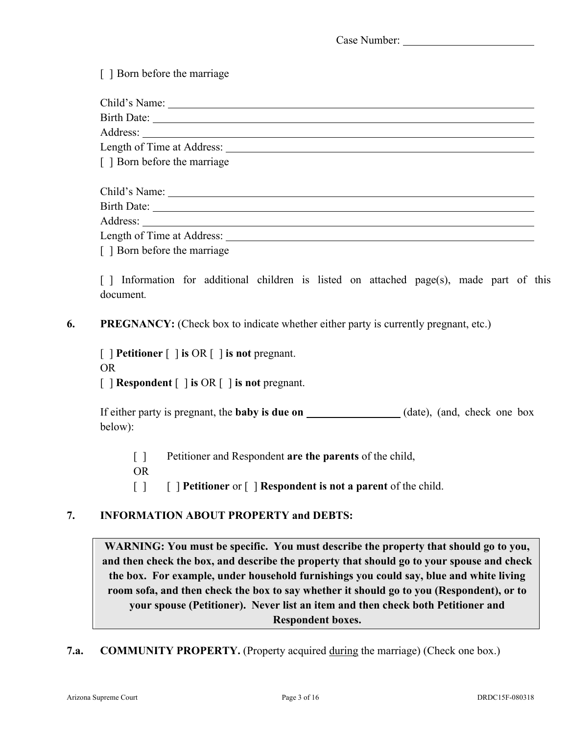Case Number: ______________________

[ ] Born before the marriage

Child's Name: ______________________________________________
Birth Date: ______________________________________________
Address: ______________________________________________
Length of Time at Address: ______________________________________________
[ ] Born before the marriage

Child's Name: ______________________________________________
Birth Date: ______________________________________________
Address: ______________________________________________
Length of Time at Address: ______________________________________________
[ ] Born before the marriage

[ ] Information for additional children is listed on attached page(s), made part of this document.

**6. PREGNANCY:** (Check box to indicate whether either party is currently pregnant, etc.)

[ ] **Petitioner** [ ] **is** OR [ ] **is not** pregnant.
OR
[ ] **Respondent** [ ] **is** OR [ ] **is not** pregnant.

If either party is pregnant, the **baby is due on** ________________ (date), (and, check one box below):

> [ ] Petitioner and Respondent **are the parents** of the child,
> OR
> [ ] [ ] **Petitioner** or [ ] **Respondent is not a parent** of the child.

**7. INFORMATION ABOUT PROPERTY and DEBTS:**

> **WARNING: You must be specific. You must describe the property that should go to you, and then check the box, and describe the property that should go to your spouse and check the box. For example, under household furnishings you could say, blue and white living room sofa, and then check the box to say whether it should go to you (Respondent), or to your spouse (Petitioner). Never list an item and then check both Petitioner and Respondent boxes.**

**7.a. COMMUNITY PROPERTY.** (Property acquired during the marriage) (Check one box.)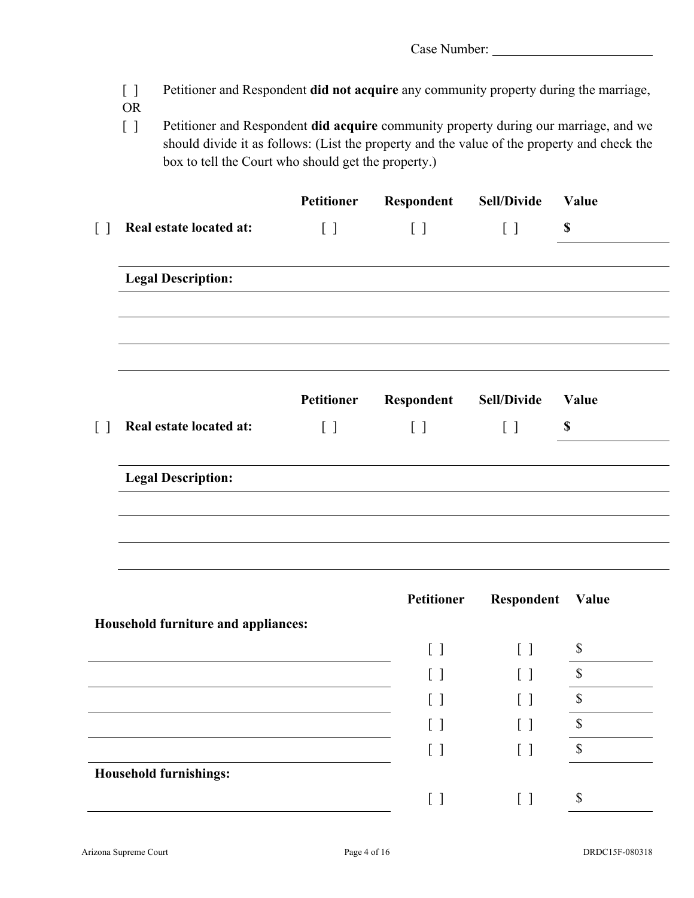Case Number: ______________________

[ ] Petitioner and Respondent **did not acquire** any community property during the marriage,

OR

[ ] Petitioner and Respondent **did acquire** community property during our marriage, and we should divide it as follows: (List the property and the value of the property and check the box to tell the Court who should get the property.)

| | | Petitioner | Respondent | Sell/Divide | Value |
|---|---|---|---|---|---|
| [ ] | **Real estate located at:** | [ ] | [ ] | [ ] | **$** |

**Legal Description:** ______________________________________________

______________________________________________

______________________________________________

| | | Petitioner | Respondent | Sell/Divide | Value |
|---|---|---|---|---|---|
| [ ] | **Real estate located at:** | [ ] | [ ] | [ ] | **$** |

**Legal Description:** ______________________________________________

______________________________________________

______________________________________________

| | Petitioner | Respondent | Value |
|---|---|---|---|
| **Household furniture and appliances:** | | | |
| ______________________ | [ ] | [ ] | $ |
| ______________________ | [ ] | [ ] | $ |
| ______________________ | [ ] | [ ] | $ |
| ______________________ | [ ] | [ ] | $ |
| ______________________ | [ ] | [ ] | $ |
| **Household furnishings:** | | | |
| ______________________ | [ ] | [ ] | $ |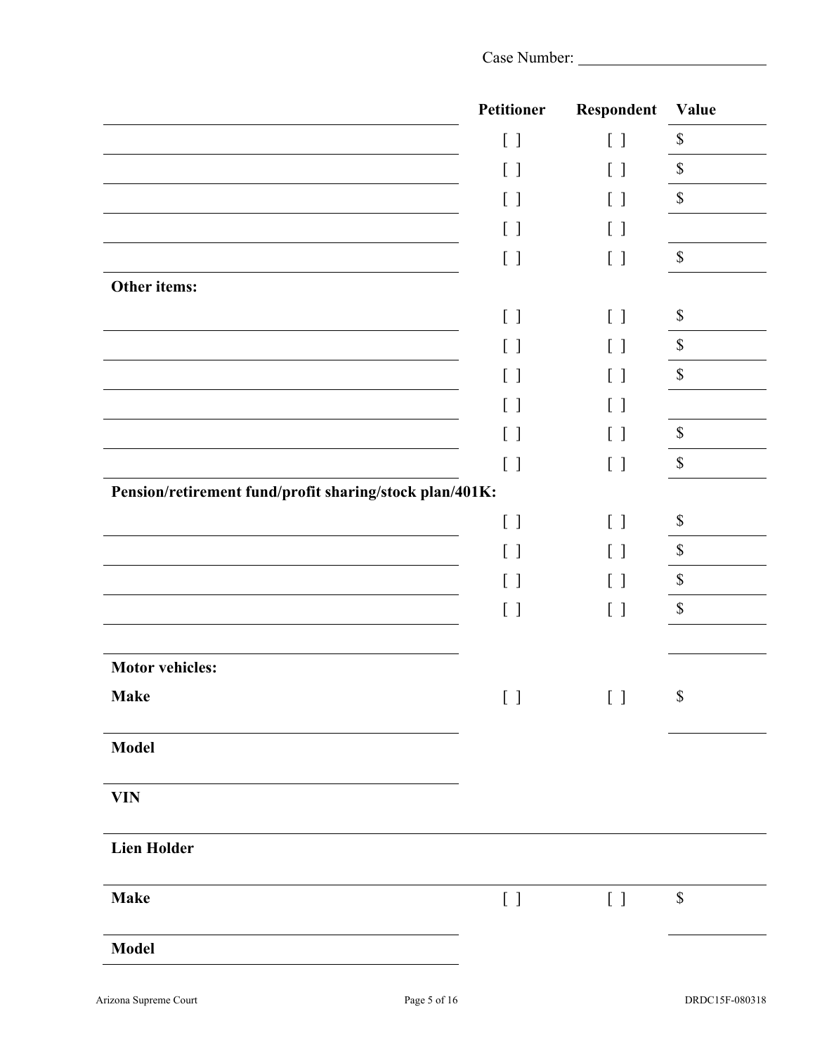Case Number: ______________________

| | Petitioner | Respondent | Value |
|---|---|---|---|
| | [ ] | [ ] | $ |
| | [ ] | [ ] | $ |
| | [ ] | [ ] | $ |
| | [ ] | [ ] | |
| | [ ] | [ ] | $ |
| **Other items:** | | | |
| | [ ] | [ ] | $ |
| | [ ] | [ ] | $ |
| | [ ] | [ ] | $ |
| | [ ] | [ ] | |
| | [ ] | [ ] | $ |
| | [ ] | [ ] | $ |
| **Pension/retirement fund/profit sharing/stock plan/401K:** | | | |
| | [ ] | [ ] | $ |
| | [ ] | [ ] | $ |
| | [ ] | [ ] | $ |
| | [ ] | [ ] | $ |
| | | | |
| **Motor vehicles:** | | | |
| **Make** | [ ] | [ ] | $ |
| **Model** | | | |
| **VIN** | | | |
| **Lien Holder** | | | |
| **Make** | [ ] | [ ] | $ |
| **Model** | | | |

Arizona Supreme Court DRDC15F-080318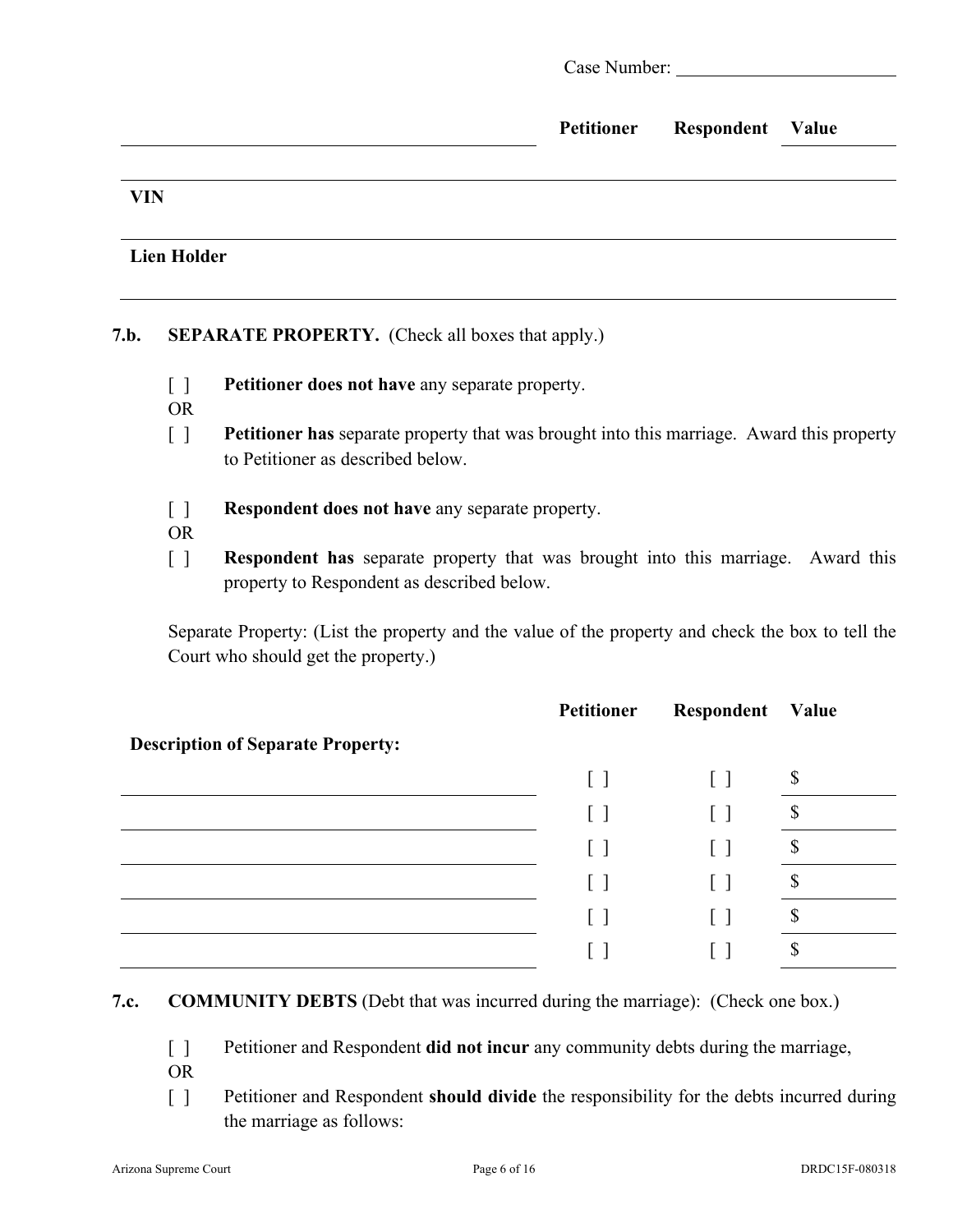Case Number: ________________________

| | Petitioner | Respondent | Value |
|---|---|---|---|
| | | | |
| **VIN** | | | |
| **Lien Holder** | | | |

**7.b. SEPARATE PROPERTY.** (Check all boxes that apply.)

[ ] **Petitioner does not have** any separate property.

OR

[ ] **Petitioner has** separate property that was brought into this marriage. Award this property to Petitioner as described below.

[ ] **Respondent does not have** any separate property.

OR

[ ] **Respondent has** separate property that was brought into this marriage. Award this property to Respondent as described below.

Separate Property: (List the property and the value of the property and check the box to tell the Court who should get the property.)

| **Description of Separate Property:** | **Petitioner** | **Respondent** | **Value** |
|---|---|---|---|
| | [ ] | [ ] | $ |
| | [ ] | [ ] | $ |
| | [ ] | [ ] | $ |
| | [ ] | [ ] | $ |
| | [ ] | [ ] | $ |
| | [ ] | [ ] | $ |

**7.c. COMMUNITY DEBTS** (Debt that was incurred during the marriage): (Check one box.)

[ ] Petitioner and Respondent **did not incur** any community debts during the marriage,

OR

[ ] Petitioner and Respondent **should divide** the responsibility for the debts incurred during the marriage as follows: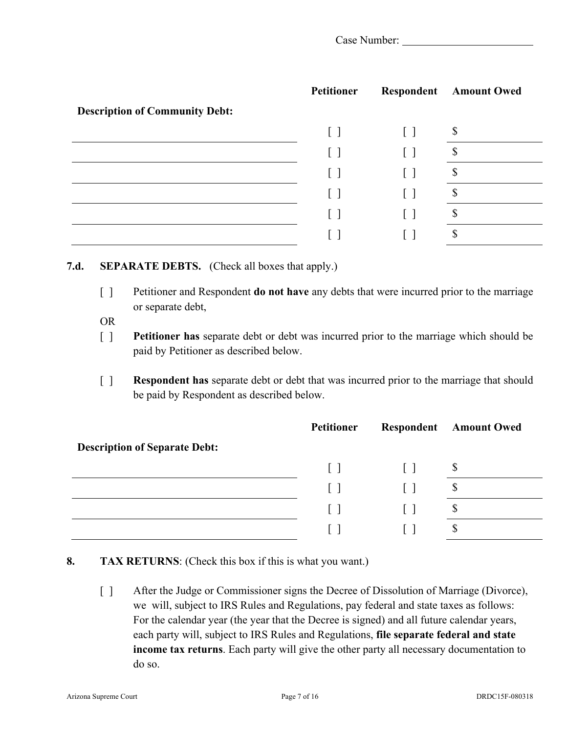Case Number: \_\_\_\_\_\_\_\_\_\_\_\_\_\_\_\_\_\_\_\_\_\_\_\_

| Description of Community Debt: | Petitioner | Respondent | Amount Owed |
|---|---|---|---|
| | [ ] | [ ] | $ |
| | [ ] | [ ] | $ |
| | [ ] | [ ] | $ |
| | [ ] | [ ] | $ |
| | [ ] | [ ] | $ |
| | [ ] | [ ] | $ |

**7.d. SEPARATE DEBTS.** (Check all boxes that apply.)

[ ] Petitioner and Respondent **do not have** any debts that were incurred prior to the marriage or separate debt,

OR

[ ] **Petitioner has** separate debt or debt was incurred prior to the marriage which should be paid by Petitioner as described below.

[ ] **Respondent has** separate debt or debt that was incurred prior to the marriage that should be paid by Respondent as described below.

| Description of Separate Debt: | Petitioner | Respondent | Amount Owed |
|---|---|---|---|
| | [ ] | [ ] | $ |
| | [ ] | [ ] | $ |
| | [ ] | [ ] | $ |
| | [ ] | [ ] | $ |

**8. TAX RETURNS**: (Check this box if this is what you want.)

[ ] After the Judge or Commissioner signs the Decree of Dissolution of Marriage (Divorce), we will, subject to IRS Rules and Regulations, pay federal and state taxes as follows: For the calendar year (the year that the Decree is signed) and all future calendar years, each party will, subject to IRS Rules and Regulations, **file separate federal and state income tax returns**. Each party will give the other party all necessary documentation to do so.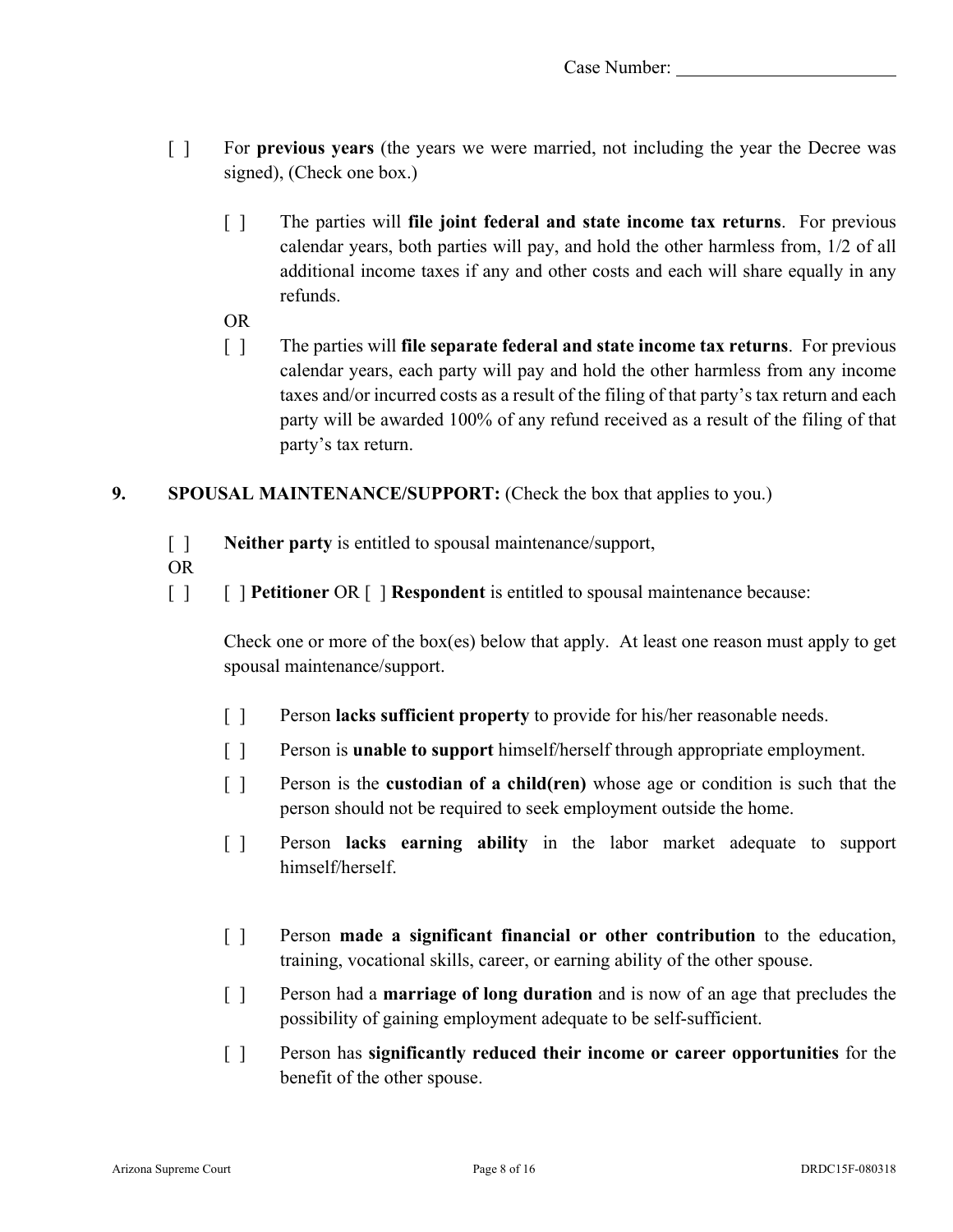Case Number: ________________________

[ ] For **previous years** (the years we were married, not including the year the Decree was signed), (Check one box.)

  [ ] The parties will **file joint federal and state income tax returns**. For previous calendar years, both parties will pay, and hold the other harmless from, 1/2 of all additional income taxes if any and other costs and each will share equally in any refunds.

  OR

  [ ] The parties will **file separate federal and state income tax returns**. For previous calendar years, each party will pay and hold the other harmless from any income taxes and/or incurred costs as a result of the filing of that party's tax return and each party will be awarded 100% of any refund received as a result of the filing of that party's tax return.

**9. SPOUSAL MAINTENANCE/SUPPORT:** (Check the box that applies to you.)

[ ] **Neither party** is entitled to spousal maintenance/support,

OR

[ ] [ ] **Petitioner** OR [ ] **Respondent** is entitled to spousal maintenance because:

Check one or more of the box(es) below that apply. At least one reason must apply to get spousal maintenance/support.

  [ ] Person **lacks sufficient property** to provide for his/her reasonable needs.

  [ ] Person is **unable to support** himself/herself through appropriate employment.

  [ ] Person is the **custodian of a child(ren)** whose age or condition is such that the person should not be required to seek employment outside the home.

  [ ] Person **lacks earning ability** in the labor market adequate to support himself/herself.

  [ ] Person **made a significant financial or other contribution** to the education, training, vocational skills, career, or earning ability of the other spouse.

  [ ] Person had a **marriage of long duration** and is now of an age that precludes the possibility of gaining employment adequate to be self-sufficient.

  [ ] Person has **significantly reduced their income or career opportunities** for the benefit of the other spouse.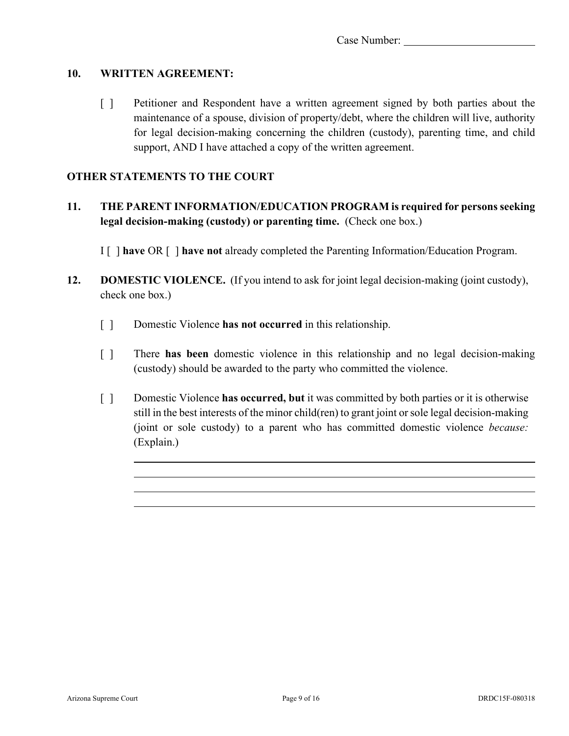Case Number: ____________________

**10. WRITTEN AGREEMENT:**

[ ] Petitioner and Respondent have a written agreement signed by both parties about the maintenance of a spouse, division of property/debt, where the children will live, authority for legal decision-making concerning the children (custody), parenting time, and child support, AND I have attached a copy of the written agreement.

**OTHER STATEMENTS TO THE COURT**

**11. THE PARENT INFORMATION/EDUCATION PROGRAM is required for persons seeking legal decision-making (custody) or parenting time.** (Check one box.)

I [ ] **have** OR [ ] **have not** already completed the Parenting Information/Education Program.

**12. DOMESTIC VIOLENCE.** (If you intend to ask for joint legal decision-making (joint custody), check one box.)

[ ] Domestic Violence **has not occurred** in this relationship.

[ ] There **has been** domestic violence in this relationship and no legal decision-making (custody) should be awarded to the party who committed the violence.

[ ] Domestic Violence **has occurred, but** it was committed by both parties or it is otherwise still in the best interests of the minor child(ren) to grant joint or sole legal decision-making (joint or sole custody) to a parent who has committed domestic violence *because:* (Explain.)

______________________________________________________________________

______________________________________________________________________

______________________________________________________________________

______________________________________________________________________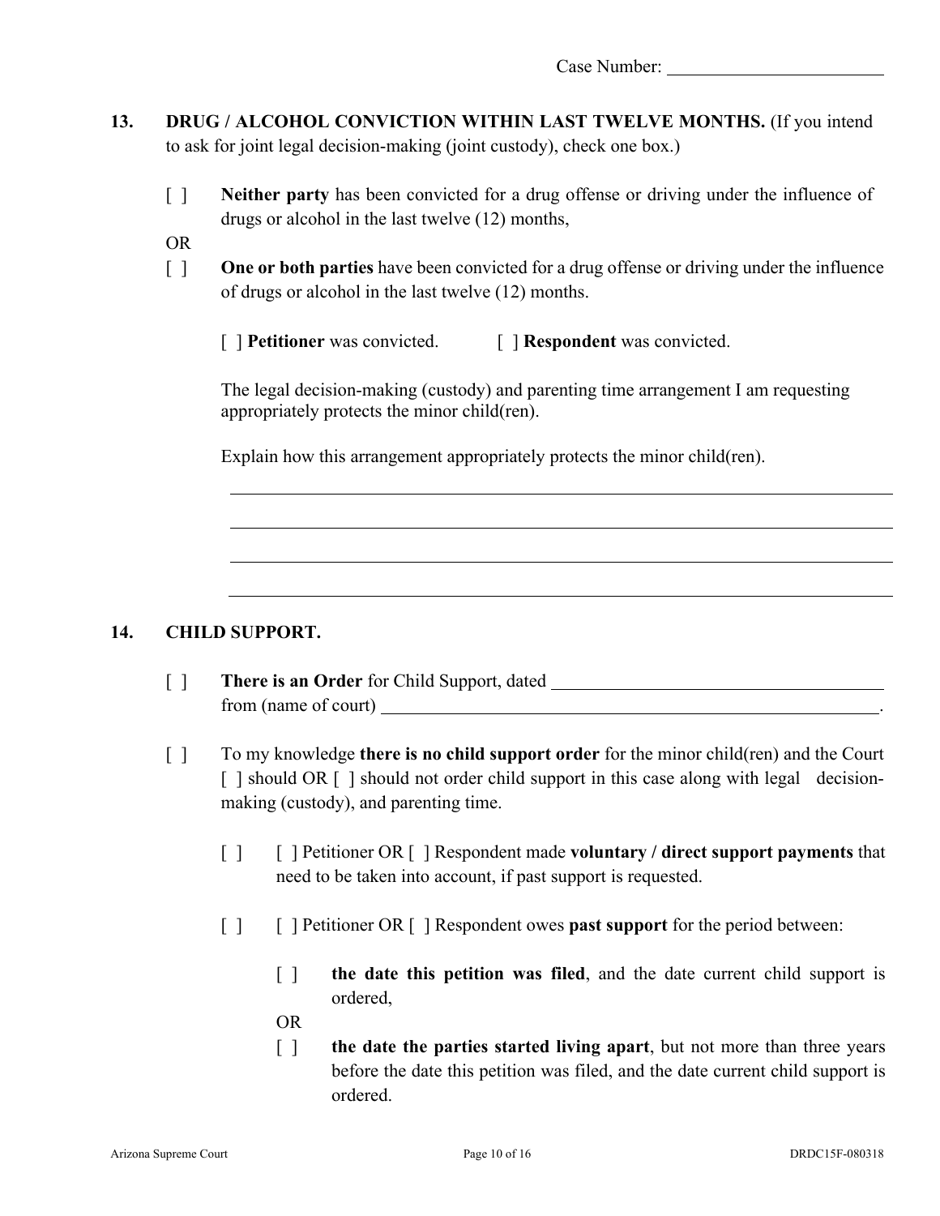Case Number: ______________________

**13. DRUG / ALCOHOL CONVICTION WITHIN LAST TWELVE MONTHS.** (If you intend to ask for joint legal decision-making (joint custody), check one box.)

[ ] **Neither party** has been convicted for a drug offense or driving under the influence of drugs or alcohol in the last twelve (12) months,

OR

[ ] **One or both parties** have been convicted for a drug offense or driving under the influence of drugs or alcohol in the last twelve (12) months.

[ ] **Petitioner** was convicted. [ ] **Respondent** was convicted.

The legal decision-making (custody) and parenting time arrangement I am requesting appropriately protects the minor child(ren).

Explain how this arrangement appropriately protects the minor child(ren).

_______________________________________________

_______________________________________________

_______________________________________________

_______________________________________________

**14. CHILD SUPPORT.**

[ ] **There is an Order** for Child Support, dated ______________________ from (name of court) ______________________.

[ ] To my knowledge **there is no child support order** for the minor child(ren) and the Court [ ] should OR [ ] should not order child support in this case along with legal decision-making (custody), and parenting time.

[ ] [ ] Petitioner OR [ ] Respondent made **voluntary / direct support payments** that need to be taken into account, if past support is requested.

[ ] [ ] Petitioner OR [ ] Respondent owes **past support** for the period between:

[ ] **the date this petition was filed**, and the date current child support is ordered,

OR

[ ] **the date the parties started living apart**, but not more than three years before the date this petition was filed, and the date current child support is ordered.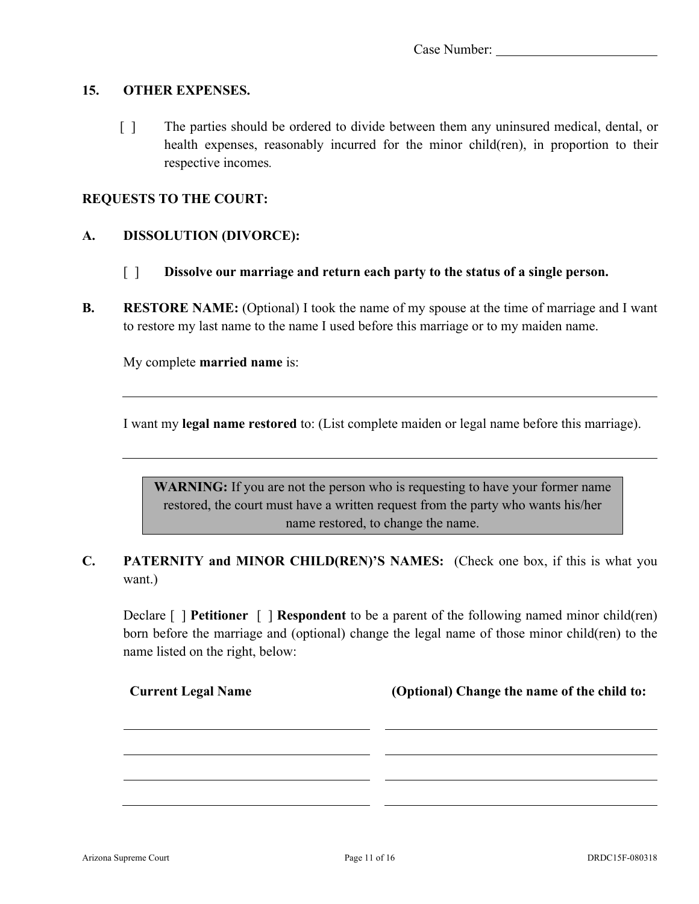Case Number: ______________________

**15. OTHER EXPENSES.**

[ ] The parties should be ordered to divide between them any uninsured medical, dental, or health expenses, reasonably incurred for the minor child(ren), in proportion to their respective incomes.

**REQUESTS TO THE COURT:**

**A. DISSOLUTION (DIVORCE):**

[ ] **Dissolve our marriage and return each party to the status of a single person.**

**B. RESTORE NAME:** (Optional) I took the name of my spouse at the time of marriage and I want to restore my last name to the name I used before this marriage or to my maiden name.

My complete **married name** is:

______________________________________________________________

I want my **legal name restored** to: (List complete maiden or legal name before this marriage).

______________________________________________________________

> **WARNING:** If you are not the person who is requesting to have your former name restored, the court must have a written request from the party who wants his/her name restored, to change the name.

**C. PATERNITY and MINOR CHILD(REN)'S NAMES:** (Check one box, if this is what you want.)

Declare [ ] **Petitioner** [ ] **Respondent** to be a parent of the following named minor child(ren) born before the marriage and (optional) change the legal name of those minor child(ren) to the name listed on the right, below:

| Current Legal Name | (Optional) Change the name of the child to: |
| --- | --- |
| | |
| | |
| | |
| | |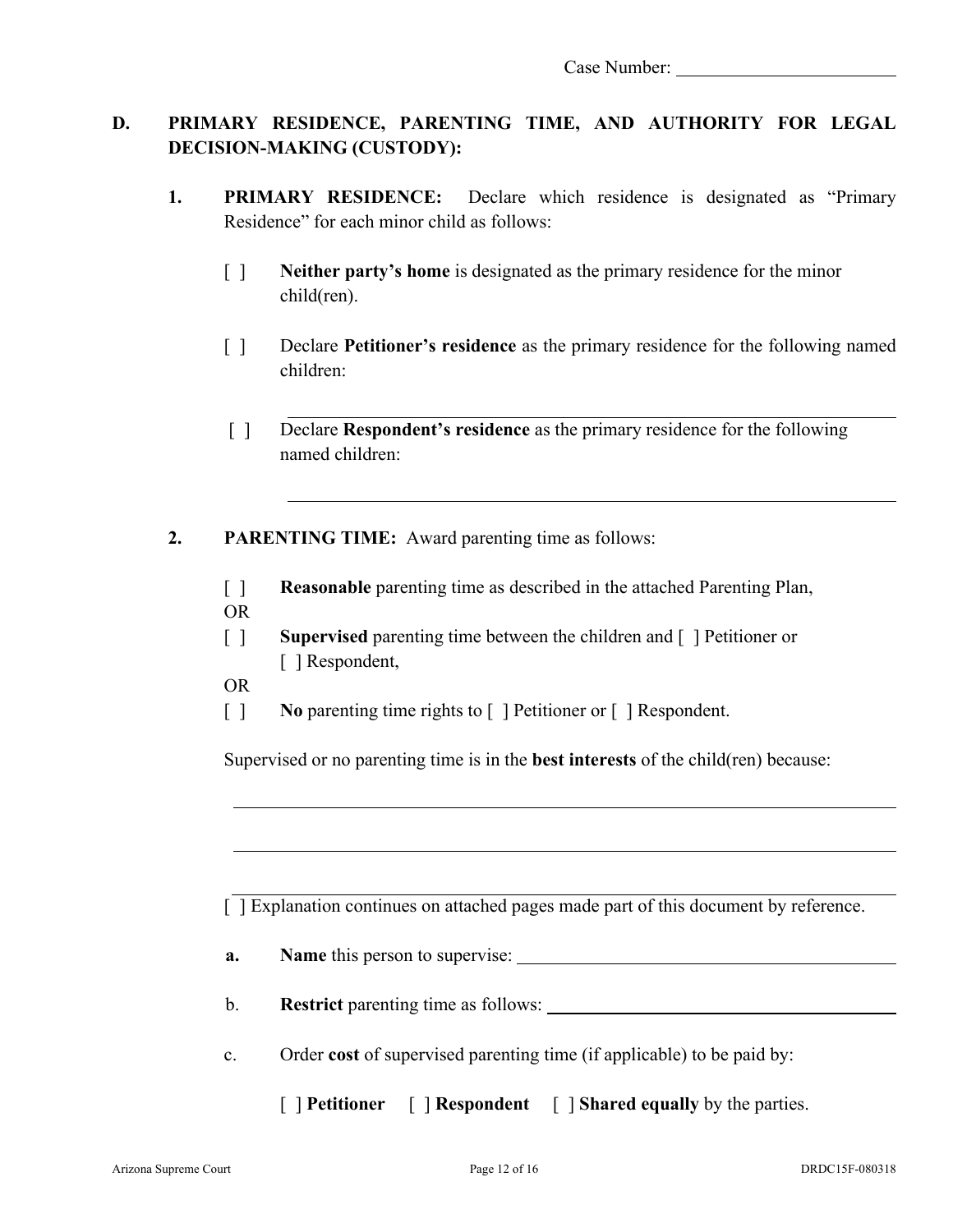Case Number: \_\_\_\_\_\_\_\_\_\_\_\_\_\_\_\_\_\_\_\_\_\_\_\_

**D. PRIMARY RESIDENCE, PARENTING TIME, AND AUTHORITY FOR LEGAL DECISION-MAKING (CUSTODY):**

**1. PRIMARY RESIDENCE:** Declare which residence is designated as "Primary Residence" for each minor child as follows:

[ ] **Neither party's home** is designated as the primary residence for the minor child(ren).

[ ] Declare **Petitioner's residence** as the primary residence for the following named children:

\_\_\_\_\_\_\_\_\_\_\_\_\_\_\_\_\_\_\_\_\_\_\_\_\_\_\_\_\_\_\_\_\_\_\_\_\_\_\_\_\_\_\_\_\_\_\_\_\_\_\_\_\_\_\_\_\_\_\_\_

[ ] Declare **Respondent's residence** as the primary residence for the following named children:

\_\_\_\_\_\_\_\_\_\_\_\_\_\_\_\_\_\_\_\_\_\_\_\_\_\_\_\_\_\_\_\_\_\_\_\_\_\_\_\_\_\_\_\_\_\_\_\_\_\_\_\_\_\_\_\_\_\_\_\_

**2. PARENTING TIME:** Award parenting time as follows:

[ ] **Reasonable** parenting time as described in the attached Parenting Plan,

OR

[ ] **Supervised** parenting time between the children and [ ] Petitioner or [ ] Respondent,

OR

[ ] **No** parenting time rights to [ ] Petitioner or [ ] Respondent.

Supervised or no parenting time is in the **best interests** of the child(ren) because:

\_\_\_\_\_\_\_\_\_\_\_\_\_\_\_\_\_\_\_\_\_\_\_\_\_\_\_\_\_\_\_\_\_\_\_\_\_\_\_\_\_\_\_\_\_\_\_\_\_\_\_\_\_\_\_\_\_\_\_\_

\_\_\_\_\_\_\_\_\_\_\_\_\_\_\_\_\_\_\_\_\_\_\_\_\_\_\_\_\_\_\_\_\_\_\_\_\_\_\_\_\_\_\_\_\_\_\_\_\_\_\_\_\_\_\_\_\_\_\_\_

\_\_\_\_\_\_\_\_\_\_\_\_\_\_\_\_\_\_\_\_\_\_\_\_\_\_\_\_\_\_\_\_\_\_\_\_\_\_\_\_\_\_\_\_\_\_\_\_\_\_\_\_\_\_\_\_\_\_\_\_

[ ] Explanation continues on attached pages made part of this document by reference.

**a. Name** this person to supervise: \_\_\_\_\_\_\_\_\_\_\_\_\_\_\_\_\_\_\_\_\_\_\_\_\_\_\_\_\_\_\_\_\_\_\_\_

b. **Restrict** parenting time as follows: \_\_\_\_\_\_\_\_\_\_\_\_\_\_\_\_\_\_\_\_\_\_\_\_\_\_\_\_\_\_\_\_\_\_

c. Order **cost** of supervised parenting time (if applicable) to be paid by:

[ ] **Petitioner** [ ] **Respondent** [ ] **Shared equally** by the parties.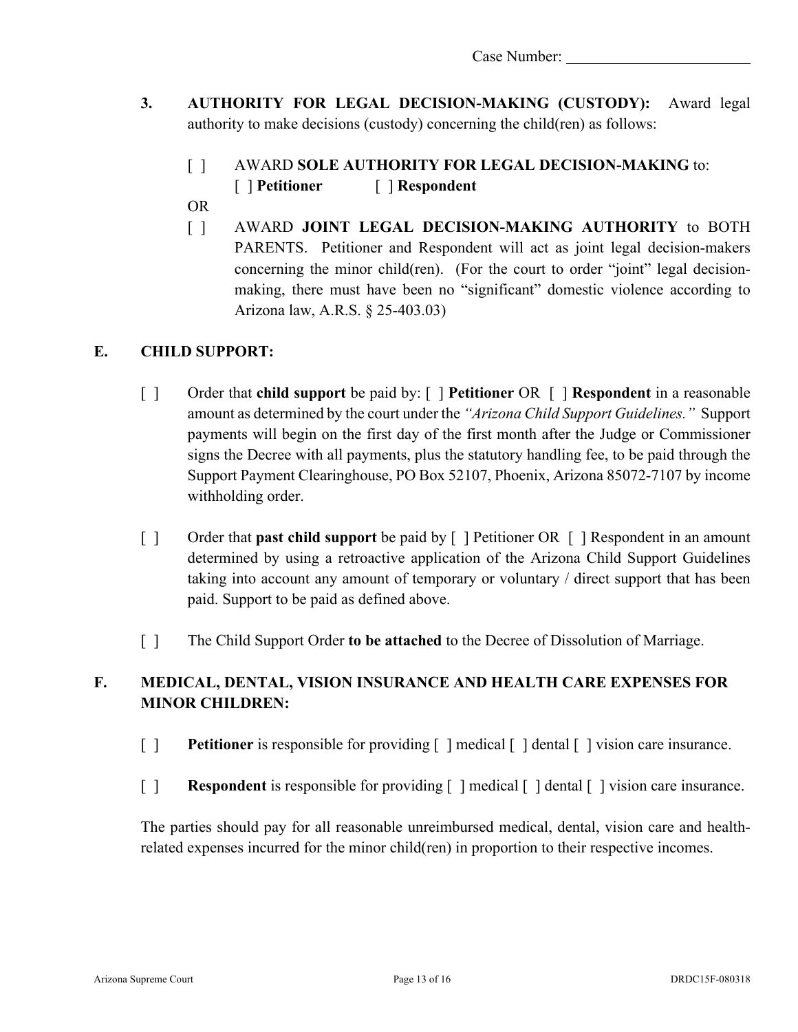Case Number: ________________________

3. **AUTHORITY FOR LEGAL DECISION-MAKING (CUSTODY):** Award legal authority to make decisions (custody) concerning the child(ren) as follows:

   [ ] AWARD **SOLE AUTHORITY FOR LEGAL DECISION-MAKING** to:
   [ ] **Petitioner** [ ] **Respondent**

   OR

   [ ] AWARD **JOINT LEGAL DECISION-MAKING AUTHORITY** to BOTH PARENTS. Petitioner and Respondent will act as joint legal decision-makers concerning the minor child(ren). (For the court to order "joint" legal decision-making, there must have been no "significant" domestic violence according to Arizona law, A.R.S. § 25-403.03)

## E. CHILD SUPPORT:

[ ] Order that **child support** be paid by: [ ] **Petitioner** OR [ ] **Respondent** in a reasonable amount as determined by the court under the *"Arizona Child Support Guidelines."* Support payments will begin on the first day of the first month after the Judge or Commissioner signs the Decree with all payments, plus the statutory handling fee, to be paid through the Support Payment Clearinghouse, PO Box 52107, Phoenix, Arizona 85072-7107 by income withholding order.

[ ] Order that **past child support** be paid by [ ] Petitioner OR [ ] Respondent in an amount determined by using a retroactive application of the Arizona Child Support Guidelines taking into account any amount of temporary or voluntary / direct support that has been paid. Support to be paid as defined above.

[ ] The Child Support Order **to be attached** to the Decree of Dissolution of Marriage.

## F. MEDICAL, DENTAL, VISION INSURANCE AND HEALTH CARE EXPENSES FOR MINOR CHILDREN:

[ ] **Petitioner** is responsible for providing [ ] medical [ ] dental [ ] vision care insurance.

[ ] **Respondent** is responsible for providing [ ] medical [ ] dental [ ] vision care insurance.

The parties should pay for all reasonable unreimbursed medical, dental, vision care and health-related expenses incurred for the minor child(ren) in proportion to their respective incomes.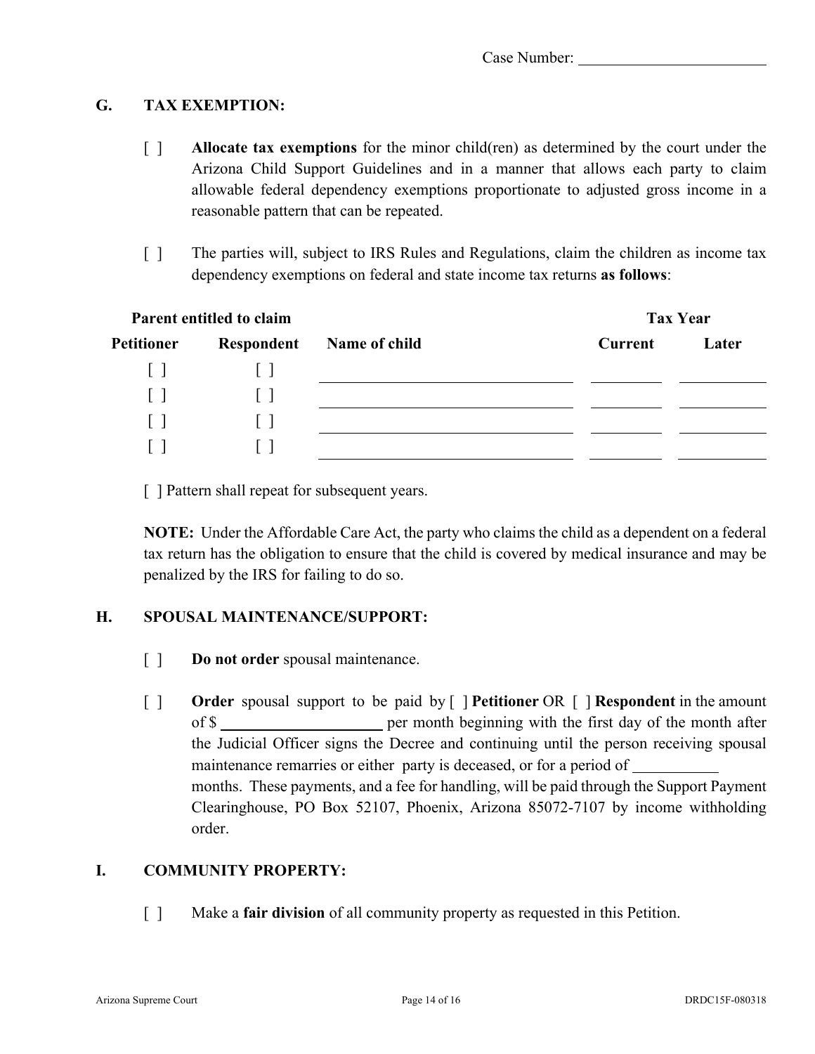Case Number: ______________________

## G. TAX EXEMPTION:

[ ] **Allocate tax exemptions** for the minor child(ren) as determined by the court under the Arizona Child Support Guidelines and in a manner that allows each party to claim allowable federal dependency exemptions proportionate to adjusted gross income in a reasonable pattern that can be repeated.

[ ] The parties will, subject to IRS Rules and Regulations, claim the children as income tax dependency exemptions on federal and state income tax returns **as follows**:

| Parent entitled to claim | | | Tax Year | |
|---|---|---|---|---|
| **Petitioner** | **Respondent** | **Name of child** | **Current** | **Later** |
| [ ] | [ ] | ______________ | ______ | ______ |
| [ ] | [ ] | ______________ | ______ | ______ |
| [ ] | [ ] | ______________ | ______ | ______ |
| [ ] | [ ] | ______________ | ______ | ______ |

[ ] Pattern shall repeat for subsequent years.

**NOTE:** Under the Affordable Care Act, the party who claims the child as a dependent on a federal tax return has the obligation to ensure that the child is covered by medical insurance and may be penalized by the IRS for failing to do so.

## H. SPOUSAL MAINTENANCE/SUPPORT:

[ ] **Do not order** spousal maintenance.

[ ] **Order** spousal support to be paid by [ ] **Petitioner** OR [ ] **Respondent** in the amount of $ ______________ per month beginning with the first day of the month after the Judicial Officer signs the Decree and continuing until the person receiving spousal maintenance remarries or either party is deceased, or for a period of ________ months. These payments, and a fee for handling, will be paid through the Support Payment Clearinghouse, PO Box 52107, Phoenix, Arizona 85072-7107 by income withholding order.

## I. COMMUNITY PROPERTY:

[ ] Make a **fair division** of all community property as requested in this Petition.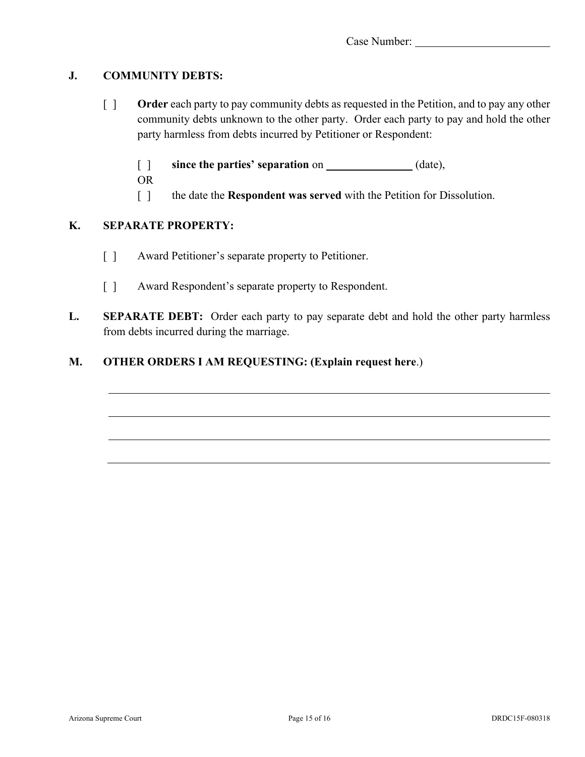Case Number: ______________________

## J. COMMUNITY DEBTS:

[ ] **Order** each party to pay community debts as requested in the Petition, and to pay any other community debts unknown to the other party. Order each party to pay and hold the other party harmless from debts incurred by Petitioner or Respondent:

[ ] **since the parties' separation** on ______________ (date),

OR

[ ] the date the **Respondent was served** with the Petition for Dissolution.

## K. SEPARATE PROPERTY:

[ ] Award Petitioner's separate property to Petitioner.

[ ] Award Respondent's separate property to Respondent.

## L. SEPARATE DEBT:

Order each party to pay separate debt and hold the other party harmless from debts incurred during the marriage.

## M. OTHER ORDERS I AM REQUESTING: (Explain request here.)

______________________________________________________________________

______________________________________________________________________

______________________________________________________________________

______________________________________________________________________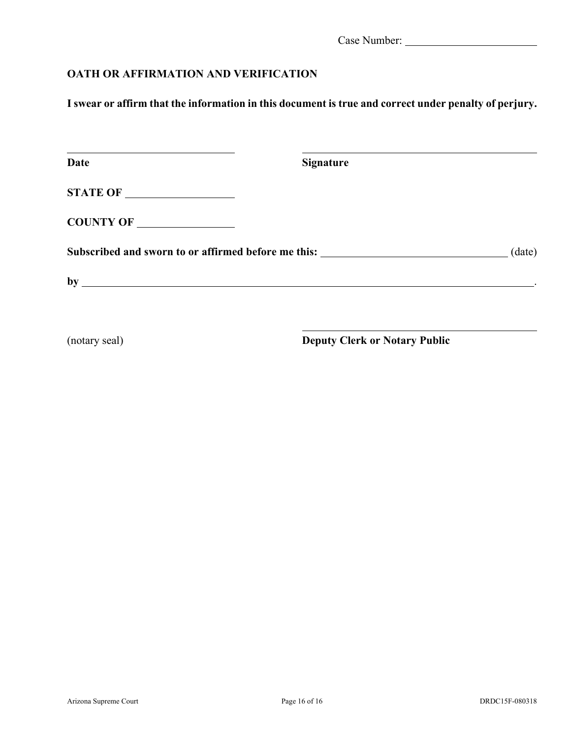Case Number: ______________________

**OATH OR AFFIRMATION AND VERIFICATION**

**I swear or affirm that the information in this document is true and correct under penalty of perjury.**

______________________________ ______________________________

**Date** **Signature**

**STATE OF** ____________________

**COUNTY OF** __________________

**Subscribed and sworn to or affirmed before me this:** ______________________________ (date)

**by** ________________________________________________________________.

(notary seal) ______________________________

**Deputy Clerk or Notary Public**